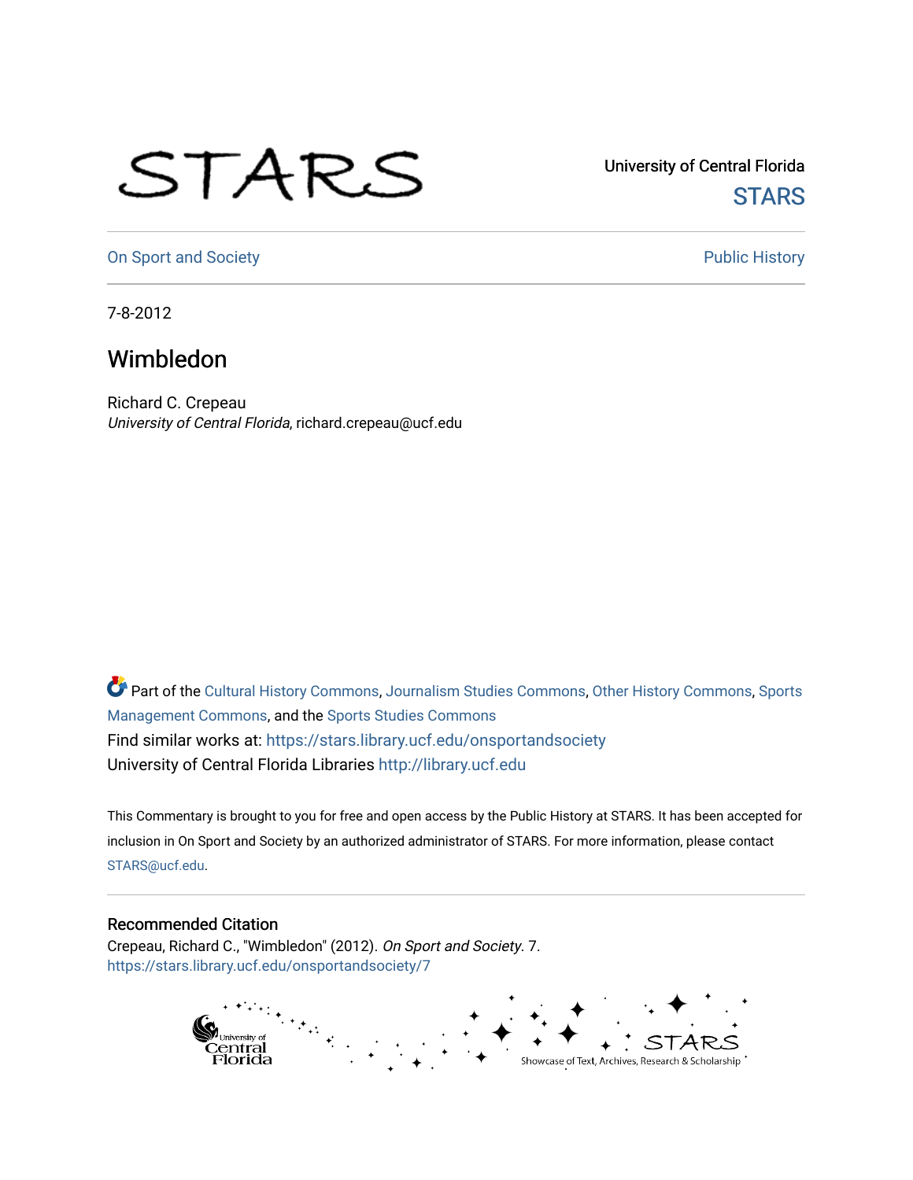University of Central Florida

STARS

On Sport and Society

Public History

7-8-2012

# Wimbledon

Richard C. Crepeau
*University of Central Florida*, richard.crepeau@ucf.edu

Part of the Cultural History Commons, Journalism Studies Commons, Other History Commons, Sports Management Commons, and the Sports Studies Commons
Find similar works at: https://stars.library.ucf.edu/onsportandsociety
University of Central Florida Libraries http://library.ucf.edu

This Commentary is brought to you for free and open access by the Public History at STARS. It has been accepted for inclusion in On Sport and Society by an authorized administrator of STARS. For more information, please contact STARS@ucf.edu.

## Recommended Citation

Crepeau, Richard C., "Wimbledon" (2012). *On Sport and Society*. 7.
https://stars.library.ucf.edu/onsportandsociety/7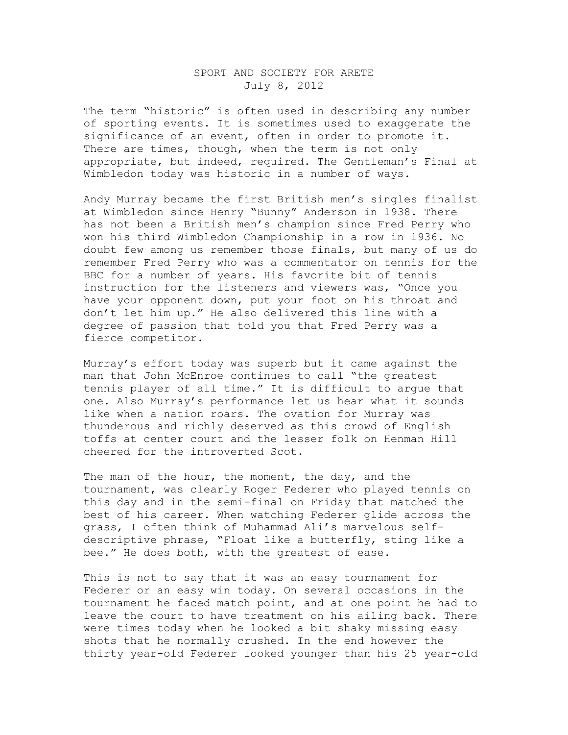SPORT AND SOCIETY FOR ARETE
July 8, 2012

The term "historic" is often used in describing any number of sporting events. It is sometimes used to exaggerate the significance of an event, often in order to promote it. There are times, though, when the term is not only appropriate, but indeed, required. The Gentleman's Final at Wimbledon today was historic in a number of ways.

Andy Murray became the first British men's singles finalist at Wimbledon since Henry "Bunny" Anderson in 1938. There has not been a British men's champion since Fred Perry who won his third Wimbledon Championship in a row in 1936. No doubt few among us remember those finals, but many of us do remember Fred Perry who was a commentator on tennis for the BBC for a number of years. His favorite bit of tennis instruction for the listeners and viewers was, "Once you have your opponent down, put your foot on his throat and don't let him up." He also delivered this line with a degree of passion that told you that Fred Perry was a fierce competitor.

Murray's effort today was superb but it came against the man that John McEnroe continues to call "the greatest tennis player of all time." It is difficult to argue that one. Also Murray's performance let us hear what it sounds like when a nation roars. The ovation for Murray was thunderous and richly deserved as this crowd of English toffs at center court and the lesser folk on Henman Hill cheered for the introverted Scot.

The man of the hour, the moment, the day, and the tournament, was clearly Roger Federer who played tennis on this day and in the semi-final on Friday that matched the best of his career. When watching Federer glide across the grass, I often think of Muhammad Ali's marvelous self-descriptive phrase, "Float like a butterfly, sting like a bee." He does both, with the greatest of ease.

This is not to say that it was an easy tournament for Federer or an easy win today. On several occasions in the tournament he faced match point, and at one point he had to leave the court to have treatment on his ailing back. There were times today when he looked a bit shaky missing easy shots that he normally crushed. In the end however the thirty year-old Federer looked younger than his 25 year-old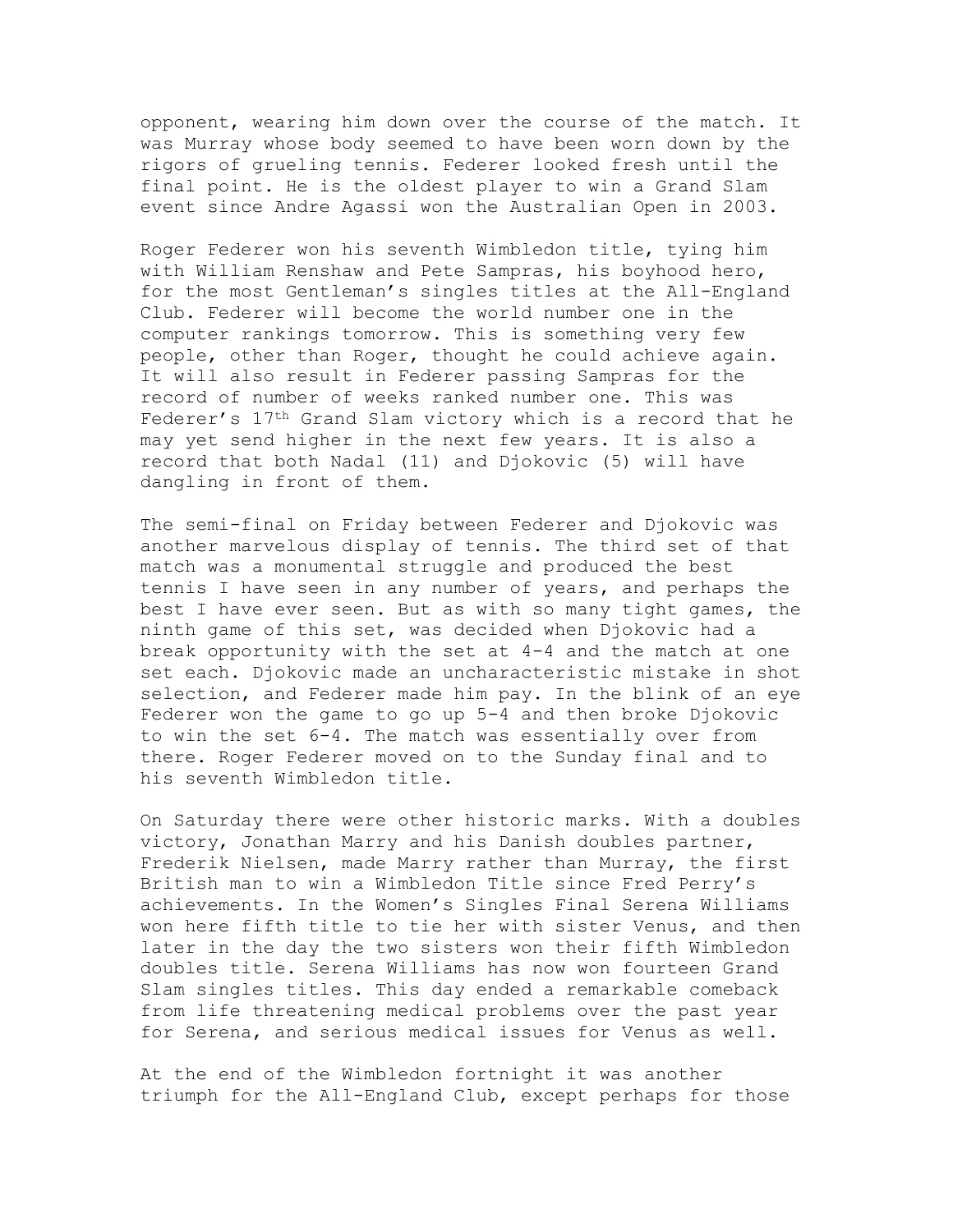opponent, wearing him down over the course of the match. It was Murray whose body seemed to have been worn down by the rigors of grueling tennis. Federer looked fresh until the final point. He is the oldest player to win a Grand Slam event since Andre Agassi won the Australian Open in 2003.

Roger Federer won his seventh Wimbledon title, tying him with William Renshaw and Pete Sampras, his boyhood hero, for the most Gentleman's singles titles at the All-England Club. Federer will become the world number one in the computer rankings tomorrow. This is something very few people, other than Roger, thought he could achieve again. It will also result in Federer passing Sampras for the record of number of weeks ranked number one. This was Federer's 17th Grand Slam victory which is a record that he may yet send higher in the next few years. It is also a record that both Nadal (11) and Djokovic (5) will have dangling in front of them.

The semi-final on Friday between Federer and Djokovic was another marvelous display of tennis. The third set of that match was a monumental struggle and produced the best tennis I have seen in any number of years, and perhaps the best I have ever seen. But as with so many tight games, the ninth game of this set, was decided when Djokovic had a break opportunity with the set at 4-4 and the match at one set each. Djokovic made an uncharacteristic mistake in shot selection, and Federer made him pay. In the blink of an eye Federer won the game to go up 5-4 and then broke Djokovic to win the set 6-4. The match was essentially over from there. Roger Federer moved on to the Sunday final and to his seventh Wimbledon title.

On Saturday there were other historic marks. With a doubles victory, Jonathan Marry and his Danish doubles partner, Frederik Nielsen, made Marry rather than Murray, the first British man to win a Wimbledon Title since Fred Perry's achievements. In the Women's Singles Final Serena Williams won here fifth title to tie her with sister Venus, and then later in the day the two sisters won their fifth Wimbledon doubles title. Serena Williams has now won fourteen Grand Slam singles titles. This day ended a remarkable comeback from life threatening medical problems over the past year for Serena, and serious medical issues for Venus as well.

At the end of the Wimbledon fortnight it was another triumph for the All-England Club, except perhaps for those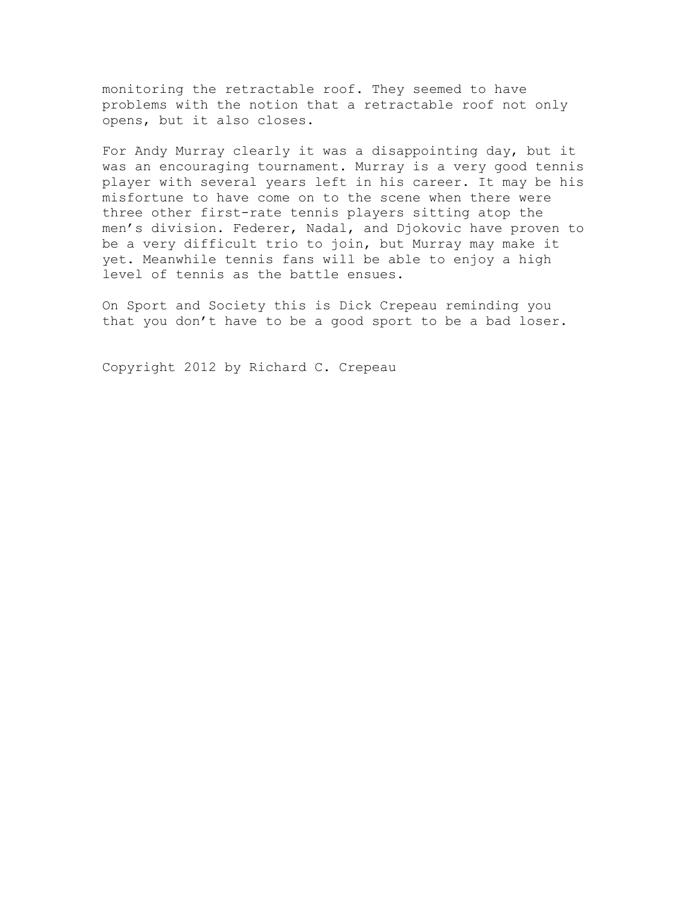monitoring the retractable roof. They seemed to have problems with the notion that a retractable roof not only opens, but it also closes.

For Andy Murray clearly it was a disappointing day, but it was an encouraging tournament. Murray is a very good tennis player with several years left in his career. It may be his misfortune to have come on to the scene when there were three other first-rate tennis players sitting atop the men's division. Federer, Nadal, and Djokovic have proven to be a very difficult trio to join, but Murray may make it yet. Meanwhile tennis fans will be able to enjoy a high level of tennis as the battle ensues.

On Sport and Society this is Dick Crepeau reminding you that you don't have to be a good sport to be a bad loser.

Copyright 2012 by Richard C. Crepeau